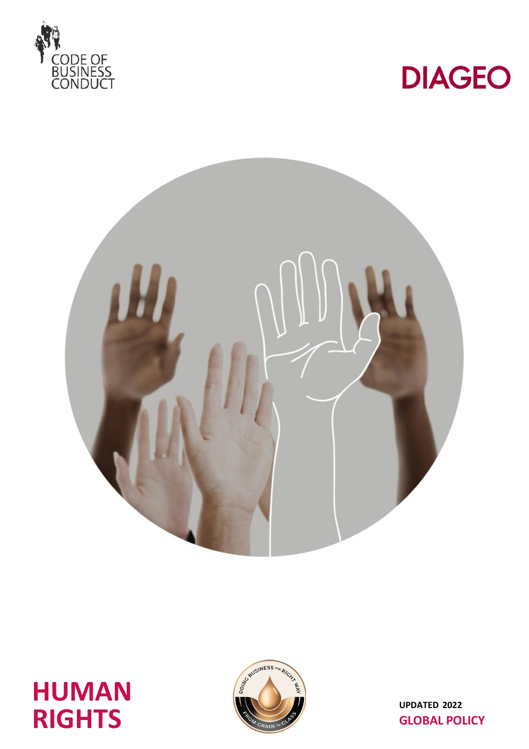CODE OF BUSINESS CONDUCT

DIAGEO

# HUMAN RIGHTS

UPDATED 2022

**GLOBAL POLICY**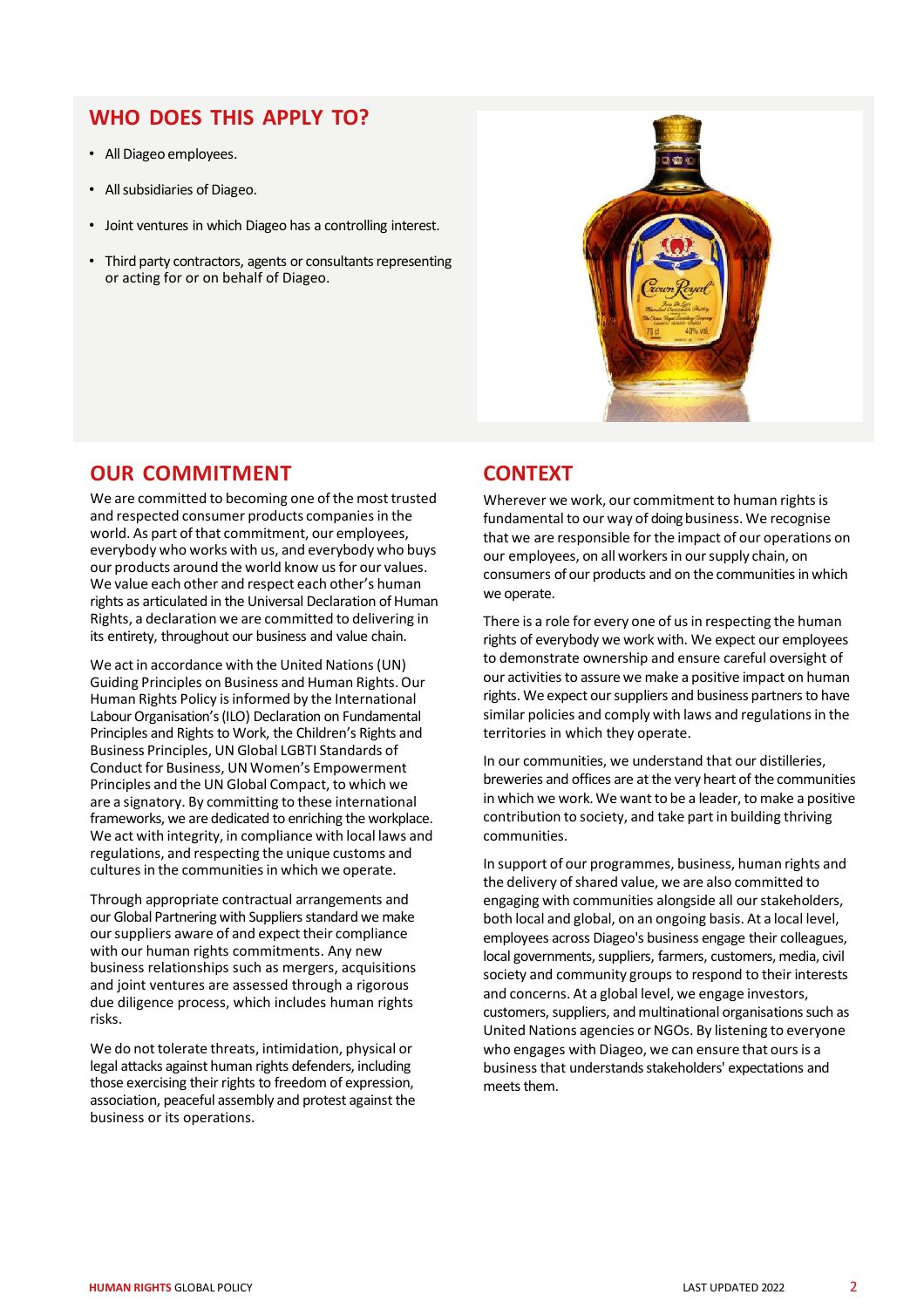## WHO DOES THIS APPLY TO?

- All Diageo employees.
- All subsidiaries of Diageo.
- Joint ventures in which Diageo has a controlling interest.
- Third party contractors, agents or consultants representing or acting for or on behalf of Diageo.

## OUR COMMITMENT

We are committed to becoming one of the most trusted and respected consumer products companies in the world. As part of that commitment, our employees, everybody who works with us, and everybody who buys our products around the world know us for our values. We value each other and respect each other's human rights as articulated in the Universal Declaration of Human Rights, a declaration we are committed to delivering in its entirety, throughout our business and value chain.

We act in accordance with the United Nations (UN) Guiding Principles on Business and Human Rights. Our Human Rights Policy is informed by the International Labour Organisation's (ILO) Declaration on Fundamental Principles and Rights to Work, the Children's Rights and Business Principles, UN Global LGBTI Standards of Conduct for Business, UN Women's Empowerment Principles and the UN Global Compact, to which we are a signatory. By committing to these international frameworks, we are dedicated to enriching the workplace. We act with integrity, in compliance with local laws and regulations, and respecting the unique customs and cultures in the communities in which we operate.

Through appropriate contractual arrangements and our Global Partnering with Suppliers standard we make our suppliers aware of and expect their compliance with our human rights commitments. Any new business relationships such as mergers, acquisitions and joint ventures are assessed through a rigorous due diligence process, which includes human rights risks.

We do not tolerate threats, intimidation, physical or legal attacks against human rights defenders, including those exercising their rights to freedom of expression, association, peaceful assembly and protest against the business or its operations.

## CONTEXT

Wherever we work, our commitment to human rights is fundamental to our way of doing business. We recognise that we are responsible for the impact of our operations on our employees, on all workers in our supply chain, on consumers of our products and on the communities in which we operate.

There is a role for every one of us in respecting the human rights of everybody we work with. We expect our employees to demonstrate ownership and ensure careful oversight of our activities to assure we make a positive impact on human rights. We expect our suppliers and business partners to have similar policies and comply with laws and regulations in the territories in which they operate.

In our communities, we understand that our distilleries, breweries and offices are at the very heart of the communities in which we work. We want to be a leader, to make a positive contribution to society, and take part in building thriving communities.

In support of our programmes, business, human rights and the delivery of shared value, we are also committed to engaging with communities alongside all our stakeholders, both local and global, on an ongoing basis. At a local level, employees across Diageo's business engage their colleagues, local governments, suppliers, farmers, customers, media, civil society and community groups to respond to their interests and concerns. At a global level, we engage investors, customers, suppliers, and multinational organisations such as United Nations agencies or NGOs. By listening to everyone who engages with Diageo, we can ensure that ours is a business that understands stakeholders' expectations and meets them.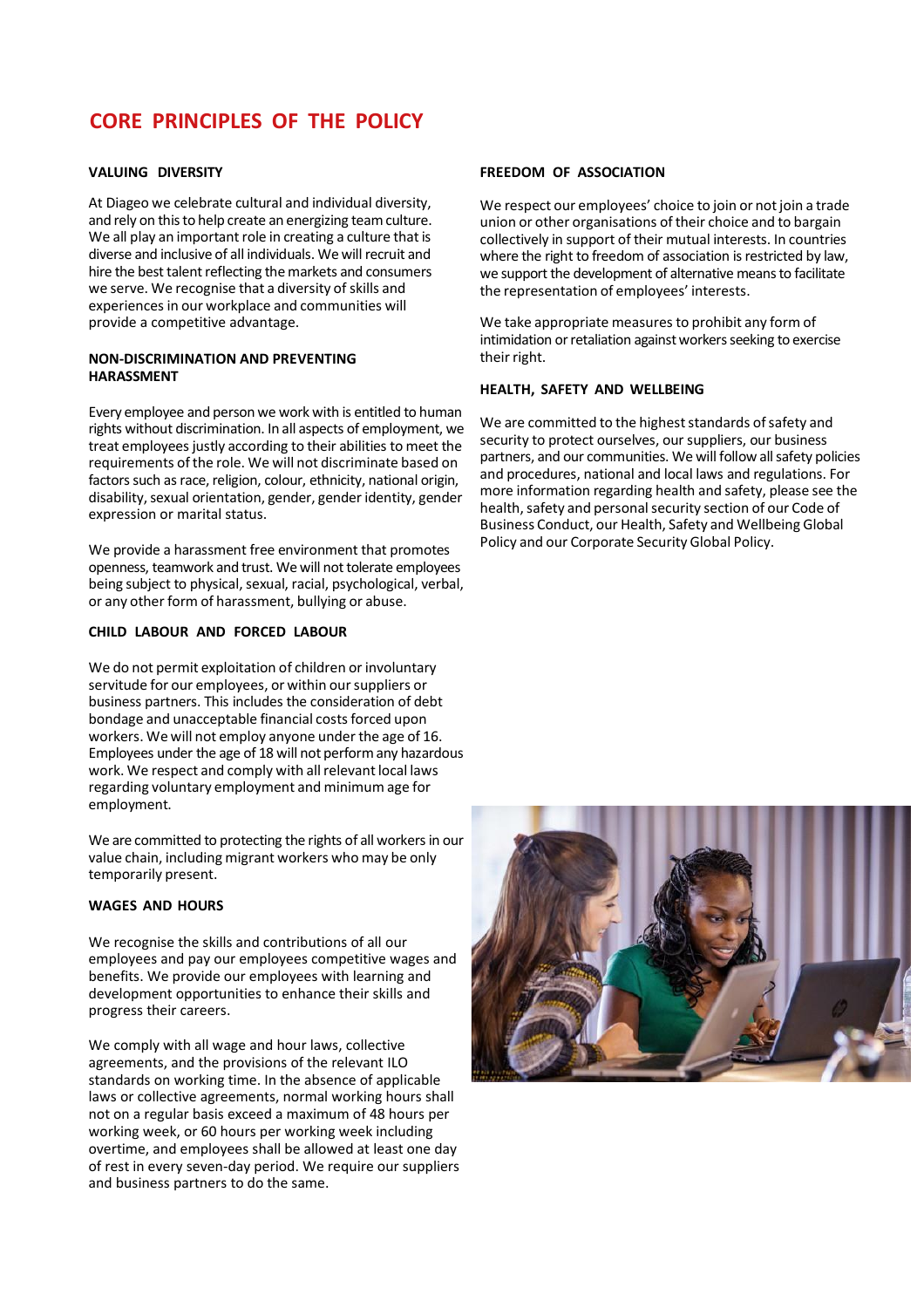# CORE PRINCIPLES OF THE POLICY

### VALUING DIVERSITY

At Diageo we celebrate cultural and individual diversity, and rely on this to help create an energizing team culture. We all play an important role in creating a culture that is diverse and inclusive of all individuals. We will recruit and hire the best talent reflecting the markets and consumers we serve. We recognise that a diversity of skills and experiences in our workplace and communities will provide a competitive advantage.

### NON-DISCRIMINATION AND PREVENTING HARASSMENT

Every employee and person we work with is entitled to human rights without discrimination. In all aspects of employment, we treat employees justly according to their abilities to meet the requirements of the role. We will not discriminate based on factors such as race, religion, colour, ethnicity, national origin, disability, sexual orientation, gender, gender identity, gender expression or marital status.

We provide a harassment free environment that promotes openness, teamwork and trust. We will not tolerate employees being subject to physical, sexual, racial, psychological, verbal, or any other form of harassment, bullying or abuse.

### CHILD LABOUR AND FORCED LABOUR

We do not permit exploitation of children or involuntary servitude for our employees, or within our suppliers or business partners. This includes the consideration of debt bondage and unacceptable financial costs forced upon workers. We will not employ anyone under the age of 16. Employees under the age of 18 will not perform any hazardous work. We respect and comply with all relevant local laws regarding voluntary employment and minimum age for employment.

We are committed to protecting the rights of all workers in our value chain, including migrant workers who may be only temporarily present.

### WAGES AND HOURS

We recognise the skills and contributions of all our employees and pay our employees competitive wages and benefits. We provide our employees with learning and development opportunities to enhance their skills and progress their careers.

We comply with all wage and hour laws, collective agreements, and the provisions of the relevant ILO standards on working time. In the absence of applicable laws or collective agreements, normal working hours shall not on a regular basis exceed a maximum of 48 hours per working week, or 60 hours per working week including overtime, and employees shall be allowed at least one day of rest in every seven-day period. We require our suppliers and business partners to do the same.

### FREEDOM OF ASSOCIATION

We respect our employees' choice to join or not join a trade union or other organisations of their choice and to bargain collectively in support of their mutual interests. In countries where the right to freedom of association is restricted by law, we support the development of alternative means to facilitate the representation of employees' interests.

We take appropriate measures to prohibit any form of intimidation or retaliation against workers seeking to exercise their right.

### HEALTH, SAFETY AND WELLBEING

We are committed to the highest standards of safety and security to protect ourselves, our suppliers, our business partners, and our communities. We will follow all safety policies and procedures, national and local laws and regulations. For more information regarding health and safety, please see the health, safety and personal security section of our Code of Business Conduct, our Health, Safety and Wellbeing Global Policy and our Corporate Security Global Policy.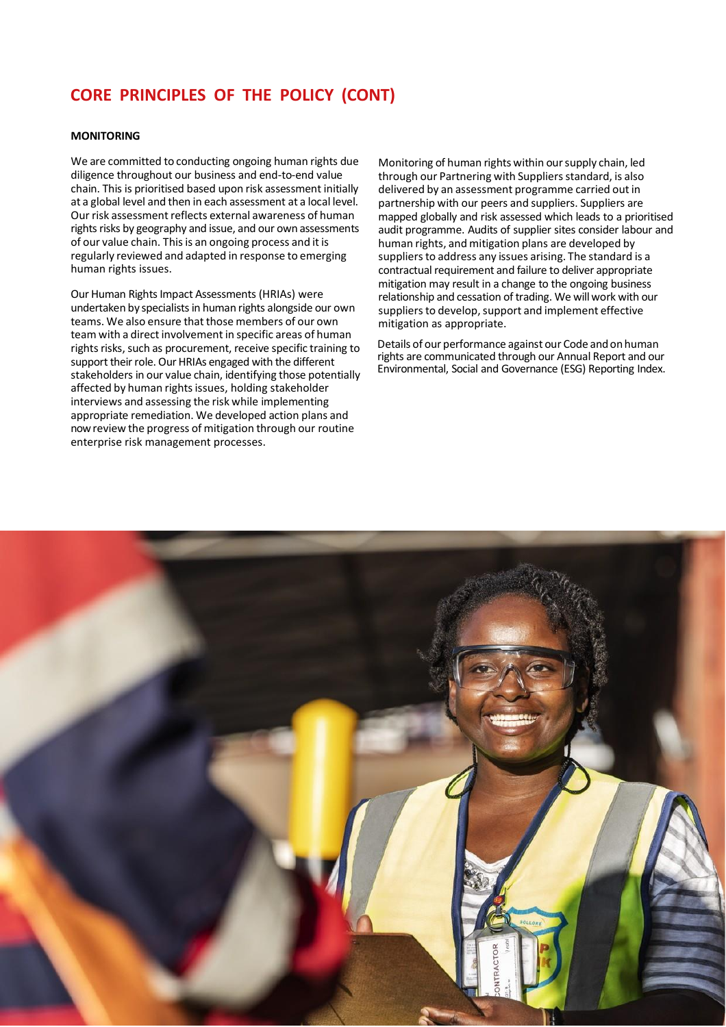## CORE PRINCIPLES OF THE POLICY (CONT)

**MONITORING**

We are committed to conducting ongoing human rights due diligence throughout our business and end-to-end value chain. This is prioritised based upon risk assessment initially at a global level and then in each assessment at a local level. Our risk assessment reflects external awareness of human rights risks by geography and issue, and our own assessments of our value chain. This is an ongoing process and it is regularly reviewed and adapted in response to emerging human rights issues.

Our Human Rights Impact Assessments (HRIAs) were undertaken by specialists in human rights alongside our own teams. We also ensure that those members of our own team with a direct involvement in specific areas of human rights risks, such as procurement, receive specific training to support their role. Our HRIAs engaged with the different stakeholders in our value chain, identifying those potentially affected by human rights issues, holding stakeholder interviews and assessing the risk while implementing appropriate remediation. We developed action plans and now review the progress of mitigation through our routine enterprise risk management processes.

Monitoring of human rights within our supply chain, led through our Partnering with Suppliers standard, is also delivered by an assessment programme carried out in partnership with our peers and suppliers. Suppliers are mapped globally and risk assessed which leads to a prioritised audit programme. Audits of supplier sites consider labour and human rights, and mitigation plans are developed by suppliers to address any issues arising. The standard is a contractual requirement and failure to deliver appropriate mitigation may result in a change to the ongoing business relationship and cessation of trading. We will work with our suppliers to develop, support and implement effective mitigation as appropriate.

Details of our performance against our Code and on human rights are communicated through our Annual Report and our Environmental, Social and Governance (ESG) Reporting Index.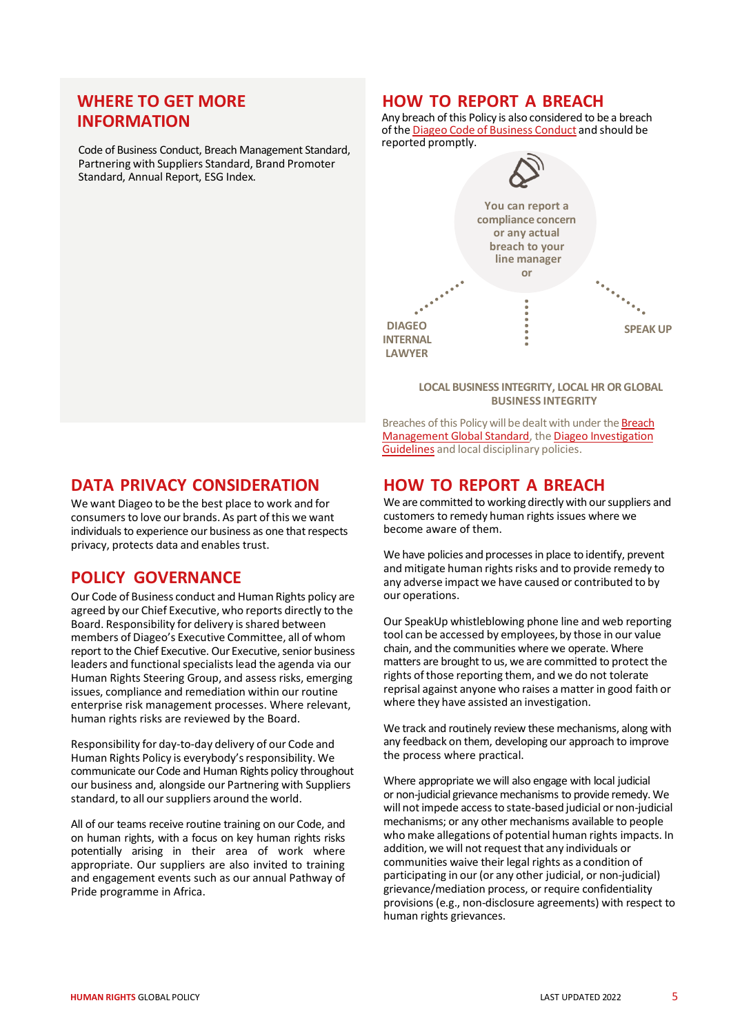## WHERE TO GET MORE INFORMATION

Code of Business Conduct, Breach Management Standard, Partnering with Suppliers Standard, Brand Promoter Standard, Annual Report, ESG Index.

## HOW TO REPORT A BREACH

Any breach of this Policy is also considered to be a breach of the Diageo Code of Business Conduct and should be reported promptly.

**You can report a compliance concern or any actual breach to your line manager or**

**DIAGEO INTERNAL LAWYER**

**SPEAK UP**

**LOCAL BUSINESS INTEGRITY, LOCAL HR OR GLOBAL BUSINESS INTEGRITY**

Breaches of this Policy will be dealt with under the Breach Management Global Standard, the Diageo Investigation Guidelines and local disciplinary policies.

## DATA PRIVACY CONSIDERATION

We want Diageo to be the best place to work and for consumers to love our brands. As part of this we want individuals to experience our business as one that respects privacy, protects data and enables trust.

## POLICY GOVERNANCE

Our Code of Business conduct and Human Rights policy are agreed by our Chief Executive, who reports directly to the Board. Responsibility for delivery is shared between members of Diageo's Executive Committee, all of whom report to the Chief Executive. Our Executive, senior business leaders and functional specialists lead the agenda via our Human Rights Steering Group, and assess risks, emerging issues, compliance and remediation within our routine enterprise risk management processes. Where relevant, human rights risks are reviewed by the Board.

Responsibility for day-to-day delivery of our Code and Human Rights Policy is everybody's responsibility. We communicate our Code and Human Rights policy throughout our business and, alongside our Partnering with Suppliers standard, to all our suppliers around the world.

All of our teams receive routine training on our Code, and on human rights, with a focus on key human rights risks potentially arising in their area of work where appropriate. Our suppliers are also invited to training and engagement events such as our annual Pathway of Pride programme in Africa.

## HOW TO REPORT A BREACH

We are committed to working directly with our suppliers and customers to remedy human rights issues where we become aware of them.

We have policies and processes in place to identify, prevent and mitigate human rights risks and to provide remedy to any adverse impact we have caused or contributed to by our operations.

Our SpeakUp whistleblowing phone line and web reporting tool can be accessed by employees, by those in our value chain, and the communities where we operate. Where matters are brought to us, we are committed to protect the rights of those reporting them, and we do not tolerate reprisal against anyone who raises a matter in good faith or where they have assisted an investigation.

We track and routinely review these mechanisms, along with any feedback on them, developing our approach to improve the process where practical.

Where appropriate we will also engage with local judicial or non-judicial grievance mechanisms to provide remedy. We will not impede access to state-based judicial or non-judicial mechanisms; or any other mechanisms available to people who make allegations of potential human rights impacts. In addition, we will not request that any individuals or communities waive their legal rights as a condition of participating in our (or any other judicial, or non-judicial) grievance/mediation process, or require confidentiality provisions (e.g., non-disclosure agreements) with respect to human rights grievances.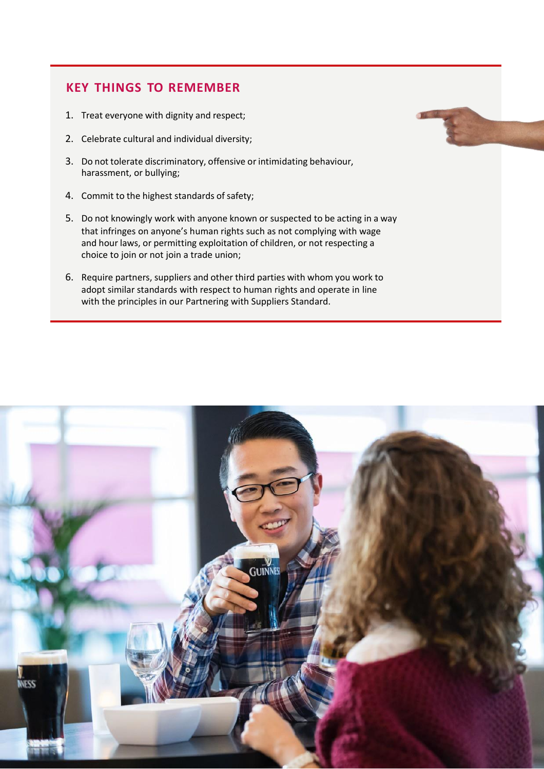## KEY THINGS TO REMEMBER

1. Treat everyone with dignity and respect;
2. Celebrate cultural and individual diversity;
3. Do not tolerate discriminatory, offensive or intimidating behaviour, harassment, or bullying;
4. Commit to the highest standards of safety;
5. Do not knowingly work with anyone known or suspected to be acting in a way that infringes on anyone's human rights such as not complying with wage and hour laws, or permitting exploitation of children, or not respecting a choice to join or not join a trade union;
6. Require partners, suppliers and other third parties with whom you work to adopt similar standards with respect to human rights and operate in line with the principles in our Partnering with Suppliers Standard.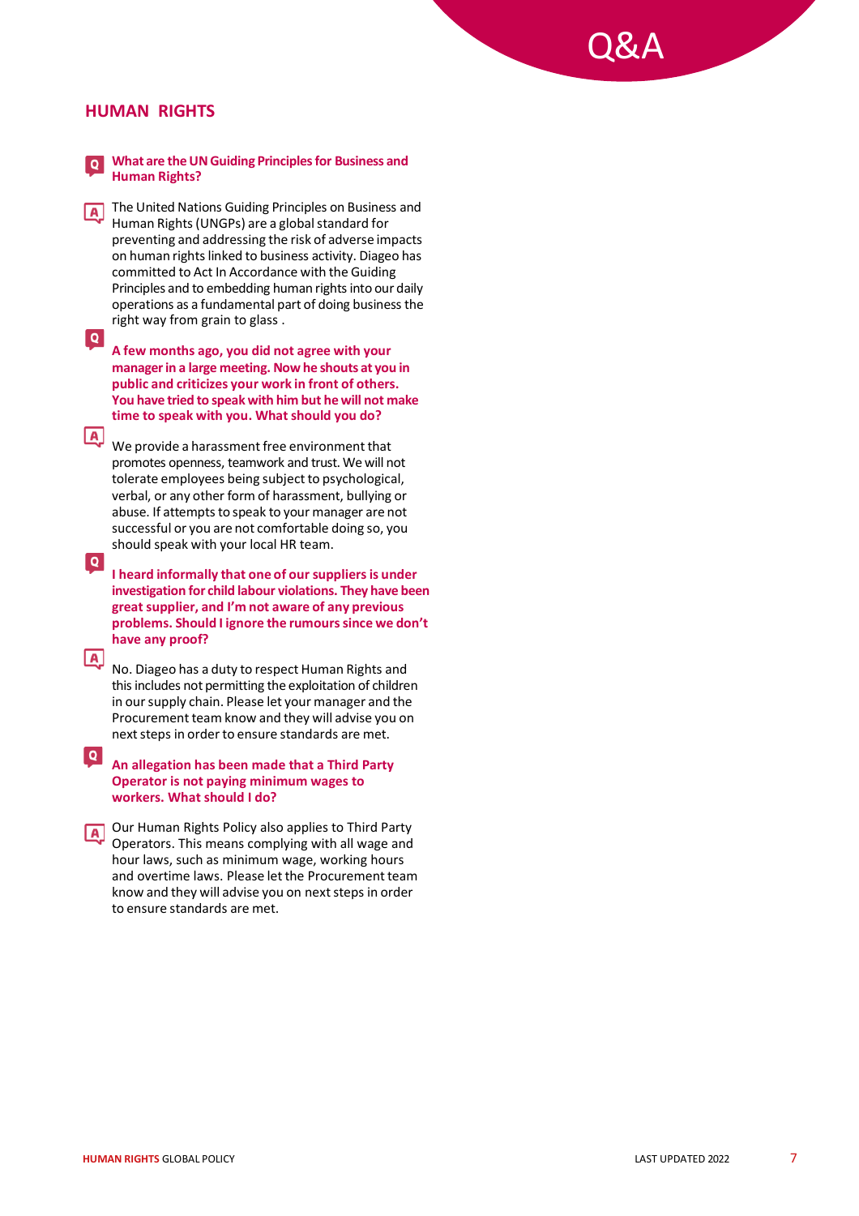# Q&A

## HUMAN RIGHTS

**Q: What are the UN Guiding Principles for Business and Human Rights?**

A: The United Nations Guiding Principles on Business and Human Rights (UNGPs) are a global standard for preventing and addressing the risk of adverse impacts on human rights linked to business activity. Diageo has committed to Act In Accordance with the Guiding Principles and to embedding human rights into our daily operations as a fundamental part of doing business the right way from grain to glass .

**Q: A few months ago, you did not agree with your manager in a large meeting. Now he shouts at you in public and criticizes your work in front of others. You have tried to speak with him but he will not make time to speak with you. What should you do?**

A: We provide a harassment free environment that promotes openness, teamwork and trust. We will not tolerate employees being subject to psychological, verbal, or any other form of harassment, bullying or abuse. If attempts to speak to your manager are not successful or you are not comfortable doing so, you should speak with your local HR team.

**Q: I heard informally that one of our suppliers is under investigation for child labour violations. They have been great supplier, and I'm not aware of any previous problems. Should I ignore the rumours since we don't have any proof?**

A: No. Diageo has a duty to respect Human Rights and this includes not permitting the exploitation of children in our supply chain. Please let your manager and the Procurement team know and they will advise you on next steps in order to ensure standards are met.

**Q: An allegation has been made that a Third Party Operator is not paying minimum wages to workers. What should I do?**

A: Our Human Rights Policy also applies to Third Party Operators. This means complying with all wage and hour laws, such as minimum wage, working hours and overtime laws. Please let the Procurement team know and they will advise you on next steps in order to ensure standards are met.